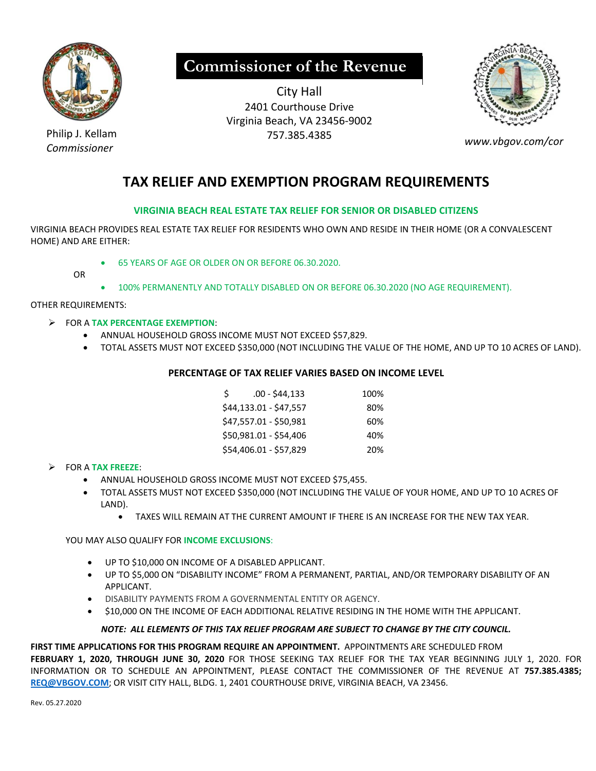# Commissioner of the Revenue

City Hall
2401 Courthouse Drive
Virginia Beach, VA 23456-9002
757.385.4385

Philip J. Kellam
*Commissioner*

*www.vbgov.com/cor*

## TAX RELIEF AND EXEMPTION PROGRAM REQUIREMENTS

### VIRGINIA BEACH REAL ESTATE TAX RELIEF FOR SENIOR OR DISABLED CITIZENS

VIRGINIA BEACH PROVIDES REAL ESTATE TAX RELIEF FOR RESIDENTS WHO OWN AND RESIDE IN THEIR HOME (OR A CONVALESCENT HOME) AND ARE EITHER:

- 65 YEARS OF AGE OR OLDER ON OR BEFORE 06.30.2020.

OR

- 100% PERMANENTLY AND TOTALLY DISABLED ON OR BEFORE 06.30.2020 (NO AGE REQUIREMENT).

OTHER REQUIREMENTS:

- FOR A **TAX PERCENTAGE EXEMPTION**:
  - ANNUAL HOUSEHOLD GROSS INCOME MUST NOT EXCEED $57,829.
  - TOTAL ASSETS MUST NOT EXCEED $350,000 (NOT INCLUDING THE VALUE OF THE HOME, AND UP TO 10 ACRES OF LAND).

**PERCENTAGE OF TAX RELIEF VARIES BASED ON INCOME LEVEL**

| Income | Relief |
|---|---|
| $ .00 - $44,133 | 100% |
| $44,133.01 - $47,557 | 80% |
| $47,557.01 - $50,981 | 60% |
| $50,981.01 - $54,406 | 40% |
| $54,406.01 - $57,829 | 20% |

- FOR A **TAX FREEZE**:
  - ANNUAL HOUSEHOLD GROSS INCOME MUST NOT EXCEED $75,455.
  - TOTAL ASSETS MUST NOT EXCEED $350,000 (NOT INCLUDING THE VALUE OF YOUR HOME, AND UP TO 10 ACRES OF LAND).
    - TAXES WILL REMAIN AT THE CURRENT AMOUNT IF THERE IS AN INCREASE FOR THE NEW TAX YEAR.

YOU MAY ALSO QUALIFY FOR **INCOME EXCLUSIONS**:

- UP TO $10,000 ON INCOME OF A DISABLED APPLICANT.
- UP TO $5,000 ON "DISABILITY INCOME" FROM A PERMANENT, PARTIAL, AND/OR TEMPORARY DISABILITY OF AN APPLICANT.
- DISABILITY PAYMENTS FROM A GOVERNMENTAL ENTITY OR AGENCY.
- $10,000 ON THE INCOME OF EACH ADDITIONAL RELATIVE RESIDING IN THE HOME WITH THE APPLICANT.

***NOTE: ALL ELEMENTS OF THIS TAX RELIEF PROGRAM ARE SUBJECT TO CHANGE BY THE CITY COUNCIL.***

**FIRST TIME APPLICATIONS FOR THIS PROGRAM REQUIRE AN APPOINTMENT.** APPOINTMENTS ARE SCHEDULED FROM **FEBRUARY 1, 2020, THROUGH JUNE 30, 2020** FOR THOSE SEEKING TAX RELIEF FOR THE TAX YEAR BEGINNING JULY 1, 2020. FOR INFORMATION OR TO SCHEDULE AN APPOINTMENT, PLEASE CONTACT THE COMMISSIONER OF THE REVENUE AT **757.385.4385; REQ@VBGOV.COM**; OR VISIT CITY HALL, BLDG. 1, 2401 COURTHOUSE DRIVE, VIRGINIA BEACH, VA 23456.

Rev. 05.27.2020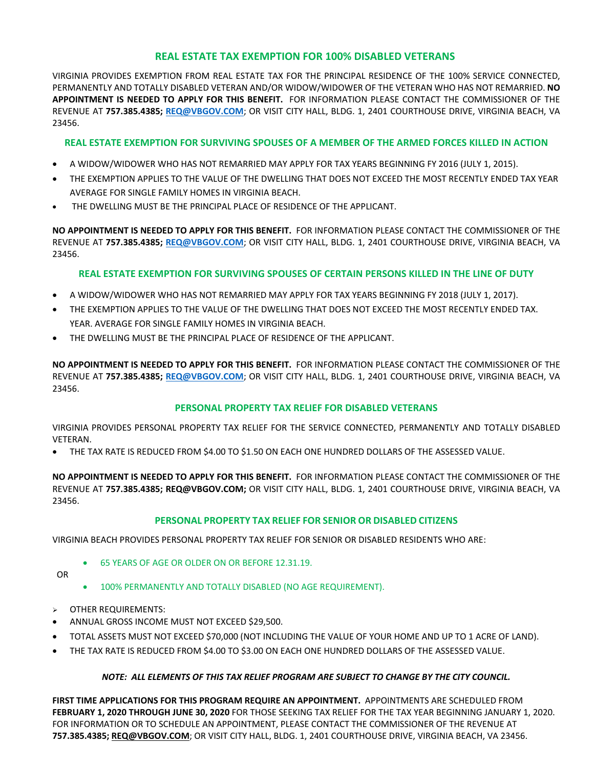## REAL ESTATE TAX EXEMPTION FOR 100% DISABLED VETERANS

VIRGINIA PROVIDES EXEMPTION FROM REAL ESTATE TAX FOR THE PRINCIPAL RESIDENCE OF THE 100% SERVICE CONNECTED, PERMANENTLY AND TOTALLY DISABLED VETERAN AND/OR WIDOW/WIDOWER OF THE VETERAN WHO HAS NOT REMARRIED. **NO APPOINTMENT IS NEEDED TO APPLY FOR THIS BENEFIT.** FOR INFORMATION PLEASE CONTACT THE COMMISSIONER OF THE REVENUE AT **757.385.4385; REQ@VBGOV.COM**; OR VISIT CITY HALL, BLDG. 1, 2401 COURTHOUSE DRIVE, VIRGINIA BEACH, VA 23456.

## REAL ESTATE EXEMPTION FOR SURVIVING SPOUSES OF A MEMBER OF THE ARMED FORCES KILLED IN ACTION

- A WIDOW/WIDOWER WHO HAS NOT REMARRIED MAY APPLY FOR TAX YEARS BEGINNING FY 2016 (JULY 1, 2015).
- THE EXEMPTION APPLIES TO THE VALUE OF THE DWELLING THAT DOES NOT EXCEED THE MOST RECENTLY ENDED TAX YEAR AVERAGE FOR SINGLE FAMILY HOMES IN VIRGINIA BEACH.
- THE DWELLING MUST BE THE PRINCIPAL PLACE OF RESIDENCE OF THE APPLICANT.

**NO APPOINTMENT IS NEEDED TO APPLY FOR THIS BENEFIT.** FOR INFORMATION PLEASE CONTACT THE COMMISSIONER OF THE REVENUE AT **757.385.4385; REQ@VBGOV.COM**; OR VISIT CITY HALL, BLDG. 1, 2401 COURTHOUSE DRIVE, VIRGINIA BEACH, VA 23456.

## REAL ESTATE EXEMPTION FOR SURVIVING SPOUSES OF CERTAIN PERSONS KILLED IN THE LINE OF DUTY

- A WIDOW/WIDOWER WHO HAS NOT REMARRIED MAY APPLY FOR TAX YEARS BEGINNING FY 2018 (JULY 1, 2017).
- THE EXEMPTION APPLIES TO THE VALUE OF THE DWELLING THAT DOES NOT EXCEED THE MOST RECENTLY ENDED TAX. YEAR. AVERAGE FOR SINGLE FAMILY HOMES IN VIRGINIA BEACH.
- THE DWELLING MUST BE THE PRINCIPAL PLACE OF RESIDENCE OF THE APPLICANT.

**NO APPOINTMENT IS NEEDED TO APPLY FOR THIS BENEFIT.** FOR INFORMATION PLEASE CONTACT THE COMMISSIONER OF THE REVENUE AT **757.385.4385; REQ@VBGOV.COM**; OR VISIT CITY HALL, BLDG. 1, 2401 COURTHOUSE DRIVE, VIRGINIA BEACH, VA 23456.

## PERSONAL PROPERTY TAX RELIEF FOR DISABLED VETERANS

VIRGINIA PROVIDES PERSONAL PROPERTY TAX RELIEF FOR THE SERVICE CONNECTED, PERMANENTLY AND TOTALLY DISABLED VETERAN.

- THE TAX RATE IS REDUCED FROM $4.00 TO $1.50 ON EACH ONE HUNDRED DOLLARS OF THE ASSESSED VALUE.

**NO APPOINTMENT IS NEEDED TO APPLY FOR THIS BENEFIT.** FOR INFORMATION PLEASE CONTACT THE COMMISSIONER OF THE REVENUE AT **757.385.4385; REQ@VBGOV.COM;** OR VISIT CITY HALL, BLDG. 1, 2401 COURTHOUSE DRIVE, VIRGINIA BEACH, VA 23456.

## PERSONAL PROPERTY TAX RELIEF FOR SENIOR OR DISABLED CITIZENS

VIRGINIA BEACH PROVIDES PERSONAL PROPERTY TAX RELIEF FOR SENIOR OR DISABLED RESIDENTS WHO ARE:

- 65 YEARS OF AGE OR OLDER ON OR BEFORE 12.31.19.

OR

- 100% PERMANENTLY AND TOTALLY DISABLED (NO AGE REQUIREMENT).

- OTHER REQUIREMENTS:
- ANNUAL GROSS INCOME MUST NOT EXCEED $29,500.
- TOTAL ASSETS MUST NOT EXCEED $70,000 (NOT INCLUDING THE VALUE OF YOUR HOME AND UP TO 1 ACRE OF LAND).
- THE TAX RATE IS REDUCED FROM $4.00 TO $3.00 ON EACH ONE HUNDRED DOLLARS OF THE ASSESSED VALUE.

***NOTE: ALL ELEMENTS OF THIS TAX RELIEF PROGRAM ARE SUBJECT TO CHANGE BY THE CITY COUNCIL.***

**FIRST TIME APPLICATIONS FOR THIS PROGRAM REQUIRE AN APPOINTMENT.** APPOINTMENTS ARE SCHEDULED FROM **FEBRUARY 1, 2020 THROUGH JUNE 30, 2020** FOR THOSE SEEKING TAX RELIEF FOR THE TAX YEAR BEGINNING JANUARY 1, 2020. FOR INFORMATION OR TO SCHEDULE AN APPOINTMENT, PLEASE CONTACT THE COMMISSIONER OF THE REVENUE AT **757.385.4385; REQ@VBGOV.COM**; OR VISIT CITY HALL, BLDG. 1, 2401 COURTHOUSE DRIVE, VIRGINIA BEACH, VA 23456.